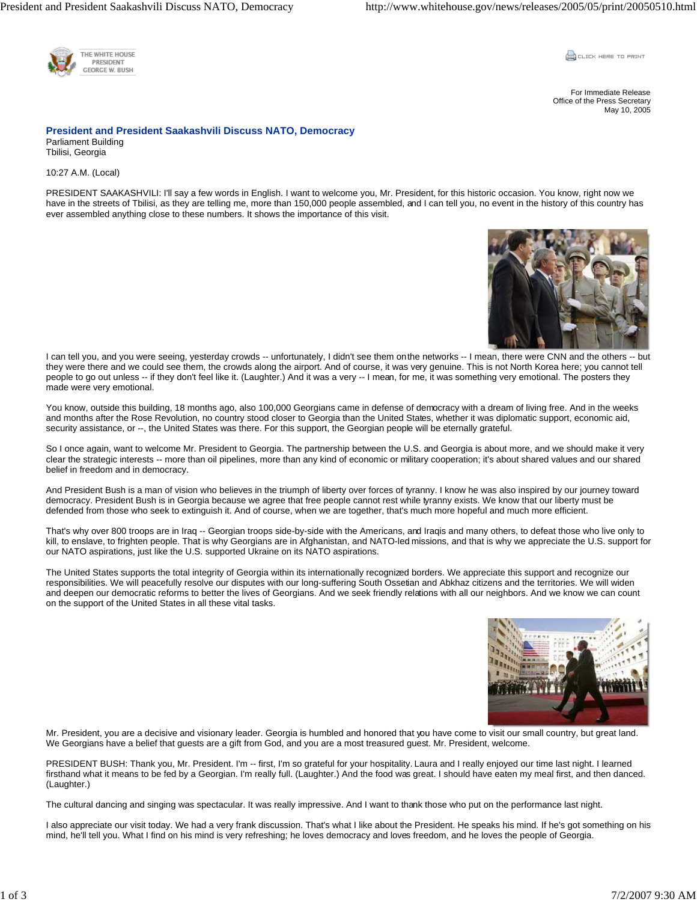THE WHITE HOUSE
PRESIDENT
GEORGE W. BUSH

For Immediate Release
Office of the Press Secretary
May 10, 2005

# President and President Saakashvili Discuss NATO, Democracy

Parliament Building
Tbilisi, Georgia

10:27 A.M. (Local)

PRESIDENT SAAKASHVILI: I'll say a few words in English. I want to welcome you, Mr. President, for this historic occasion. You know, right now we have in the streets of Tbilisi, as they are telling me, more than 150,000 people assembled, and I can tell you, no event in the history of this country has ever assembled anything close to these numbers. It shows the importance of this visit.

I can tell you, and you were seeing, yesterday crowds -- unfortunately, I didn't see them on the networks -- I mean, there were CNN and the others -- but they were there and we could see them, the crowds along the airport. And of course, it was very genuine. This is not North Korea here; you cannot tell people to go out unless -- if they don't feel like it. (Laughter.) And it was a very -- I mean, for me, it was something very emotional. The posters they made were very emotional.

You know, outside this building, 18 months ago, also 100,000 Georgians came in defense of democracy with a dream of living free. And in the weeks and months after the Rose Revolution, no country stood closer to Georgia than the United States, whether it was diplomatic support, economic aid, security assistance, or --, the United States was there. For this support, the Georgian people will be eternally grateful.

So I once again, want to welcome Mr. President to Georgia. The partnership between the U.S. and Georgia is about more, and we should make it very clear the strategic interests -- more than oil pipelines, more than any kind of economic or military cooperation; it's about shared values and our shared belief in freedom and in democracy.

And President Bush is a man of vision who believes in the triumph of liberty over forces of tyranny. I know he was also inspired by our journey toward democracy. President Bush is in Georgia because we agree that free people cannot rest while tyranny exists. We know that our liberty must be defended from those who seek to extinguish it. And of course, when we are together, that's much more hopeful and much more efficient.

That's why over 800 troops are in Iraq -- Georgian troops side-by-side with the Americans, and Iraqis and many others, to defeat those who live only to kill, to enslave, to frighten people. That is why Georgians are in Afghanistan, and NATO-led missions, and that is why we appreciate the U.S. support for our NATO aspirations, just like the U.S. supported Ukraine on its NATO aspirations.

The United States supports the total integrity of Georgia within its internationally recognized borders. We appreciate this support and recognize our responsibilities. We will peacefully resolve our disputes with our long-suffering South Ossetian and Abkhaz citizens and the territories. We will widen and deepen our democratic reforms to better the lives of Georgians. And we seek friendly relations with all our neighbors. And we know we can count on the support of the United States in all these vital tasks.

Mr. President, you are a decisive and visionary leader. Georgia is humbled and honored that you have come to visit our small country, but great land. We Georgians have a belief that guests are a gift from God, and you are a most treasured guest. Mr. President, welcome.

PRESIDENT BUSH: Thank you, Mr. President. I'm -- first, I'm so grateful for your hospitality. Laura and I really enjoyed our time last night. I learned firsthand what it means to be fed by a Georgian. I'm really full. (Laughter.) And the food was great. I should have eaten my meal first, and then danced. (Laughter.)

The cultural dancing and singing was spectacular. It was really impressive. And I want to thank those who put on the performance last night.

I also appreciate our visit today. We had a very frank discussion. That's what I like about the President. He speaks his mind. If he's got something on his mind, he'll tell you. What I find on his mind is very refreshing; he loves democracy and loves freedom, and he loves the people of Georgia.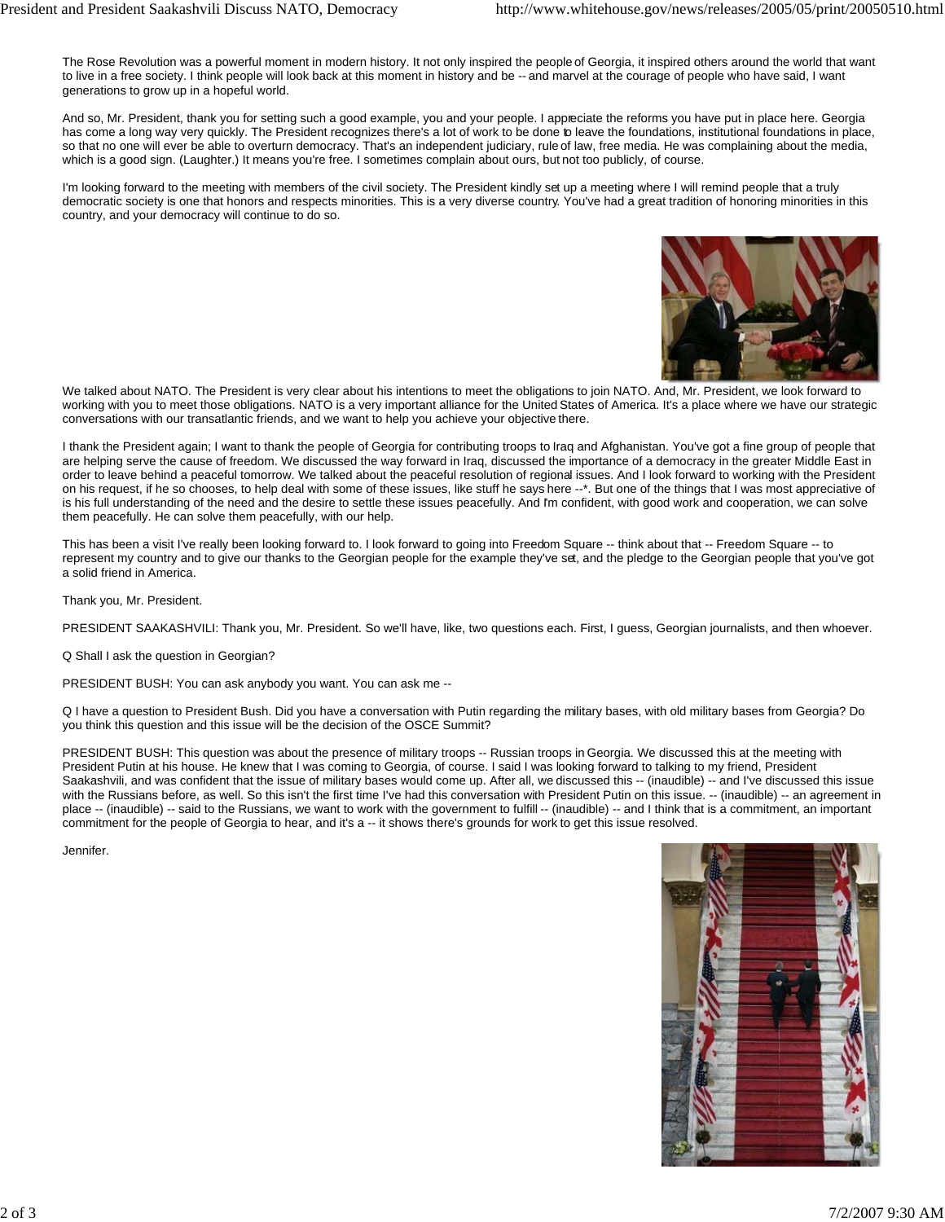The Rose Revolution was a powerful moment in modern history. It not only inspired the people of Georgia, it inspired others around the world that want to live in a free society. I think people will look back at this moment in history and be -- and marvel at the courage of people who have said, I want generations to grow up in a hopeful world.

And so, Mr. President, thank you for setting such a good example, you and your people. I appreciate the reforms you have put in place here. Georgia has come a long way very quickly. The President recognizes there's a lot of work to be done to leave the foundations, institutional foundations in place, so that no one will ever be able to overturn democracy. That's an independent judiciary, rule of law, free media. He was complaining about the media, which is a good sign. (Laughter.) It means you're free. I sometimes complain about ours, but not too publicly, of course.

I'm looking forward to the meeting with members of the civil society. The President kindly set up a meeting where I will remind people that a truly democratic society is one that honors and respects minorities. This is a very diverse country. You've had a great tradition of honoring minorities in this country, and your democracy will continue to do so.

We talked about NATO. The President is very clear about his intentions to meet the obligations to join NATO. And, Mr. President, we look forward to working with you to meet those obligations. NATO is a very important alliance for the United States of America. It's a place where we have our strategic conversations with our transatlantic friends, and we want to help you achieve your objective there.

I thank the President again; I want to thank the people of Georgia for contributing troops to Iraq and Afghanistan. You've got a fine group of people that are helping serve the cause of freedom. We discussed the way forward in Iraq, discussed the importance of a democracy in the greater Middle East in order to leave behind a peaceful tomorrow. We talked about the peaceful resolution of regional issues. And I look forward to working with the President on his request, if he so chooses, to help deal with some of these issues, like stuff he says here --*. But one of the things that I was most appreciative of is his full understanding of the need and the desire to settle these issues peacefully. And I'm confident, with good work and cooperation, we can solve them peacefully. He can solve them peacefully, with our help.

This has been a visit I've really been looking forward to. I look forward to going into Freedom Square -- think about that -- Freedom Square -- to represent my country and to give our thanks to the Georgian people for the example they've set, and the pledge to the Georgian people that you've got a solid friend in America.

Thank you, Mr. President.

PRESIDENT SAAKASHVILI: Thank you, Mr. President. So we'll have, like, two questions each. First, I guess, Georgian journalists, and then whoever.

Q Shall I ask the question in Georgian?

PRESIDENT BUSH: You can ask anybody you want. You can ask me --

Q I have a question to President Bush. Did you have a conversation with Putin regarding the military bases, with old military bases from Georgia? Do you think this question and this issue will be the decision of the OSCE Summit?

PRESIDENT BUSH: This question was about the presence of military troops -- Russian troops in Georgia. We discussed this at the meeting with President Putin at his house. He knew that I was coming to Georgia, of course. I said I was looking forward to talking to my friend, President Saakashvili, and was confident that the issue of military bases would come up. After all, we discussed this -- (inaudible) -- and I've discussed this issue with the Russians before, as well. So this isn't the first time I've had this conversation with President Putin on this issue. -- (inaudible) -- an agreement in place -- (inaudible) -- said to the Russians, we want to work with the government to fulfill -- (inaudible) -- and I think that is a commitment, an important commitment for the people of Georgia to hear, and it's a -- it shows there's grounds for work to get this issue resolved.

Jennifer.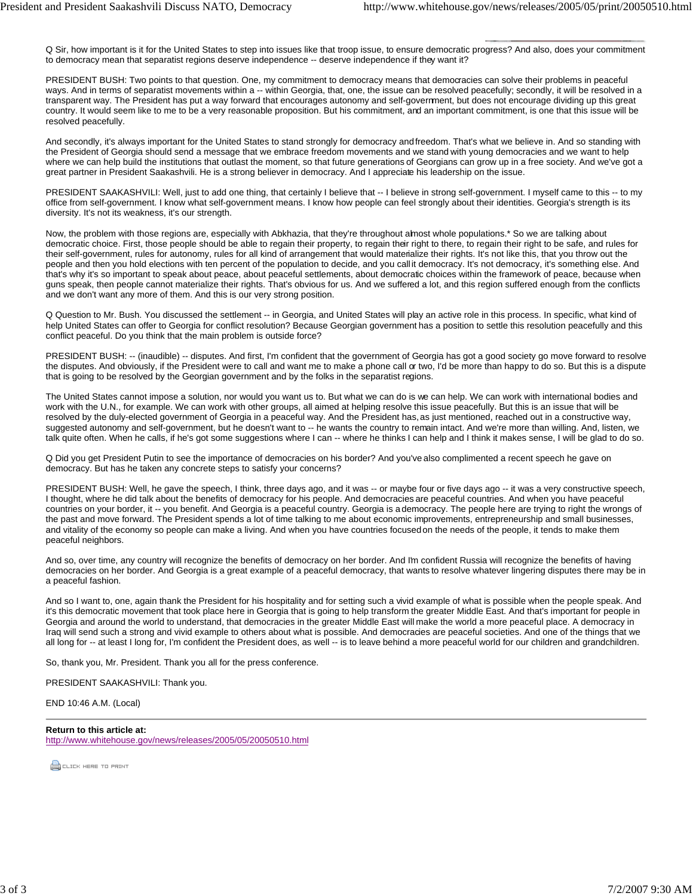Q Sir, how important is it for the United States to step into issues like that troop issue, to ensure democratic progress? And also, does your commitment to democracy mean that separatist regions deserve independence -- deserve independence if they want it?

PRESIDENT BUSH: Two points to that question. One, my commitment to democracy means that democracies can solve their problems in peaceful ways. And in terms of separatist movements within a -- within Georgia, that, one, the issue can be resolved peacefully; secondly, it will be resolved in a transparent way. The President has put a way forward that encourages autonomy and self-government, but does not encourage dividing up this great country. It would seem like to me to be a very reasonable proposition. But his commitment, and an important commitment, is one that this issue will be resolved peacefully.

And secondly, it's always important for the United States to stand strongly for democracy and freedom. That's what we believe in. And so standing with the President of Georgia should send a message that we embrace freedom movements and we stand with young democracies and we want to help where we can help build the institutions that outlast the moment, so that future generations of Georgians can grow up in a free society. And we've got a great partner in President Saakashvili. He is a strong believer in democracy. And I appreciate his leadership on the issue.

PRESIDENT SAAKASHVILI: Well, just to add one thing, that certainly I believe that -- I believe in strong self-government. I myself came to this -- to my office from self-government. I know what self-government means. I know how people can feel strongly about their identities. Georgia's strength is its diversity. It's not its weakness, it's our strength.

Now, the problem with those regions are, especially with Abkhazia, that they're throughout almost whole populations.* So we are talking about democratic choice. First, those people should be able to regain their property, to regain their right to there, to regain their right to be safe, and rules for their self-government, rules for autonomy, rules for all kind of arrangement that would materialize their rights. It's not like this, that you throw out the people and then you hold elections with ten percent of the population to decide, and you call it democracy. It's not democracy, it's something else. And that's why it's so important to speak about peace, about peaceful settlements, about democratic choices within the framework of peace, because when guns speak, then people cannot materialize their rights. That's obvious for us. And we suffered a lot, and this region suffered enough from the conflicts and we don't want any more of them. And this is our very strong position.

Q Question to Mr. Bush. You discussed the settlement -- in Georgia, and United States will play an active role in this process. In specific, what kind of help United States can offer to Georgia for conflict resolution? Because Georgian government has a position to settle this resolution peacefully and this conflict peaceful. Do you think that the main problem is outside force?

PRESIDENT BUSH: -- (inaudible) -- disputes. And first, I'm confident that the government of Georgia has got a good society go move forward to resolve the disputes. And obviously, if the President were to call and want me to make a phone call or two, I'd be more than happy to do so. But this is a dispute that is going to be resolved by the Georgian government and by the folks in the separatist regions.

The United States cannot impose a solution, nor would you want us to. But what we can do is we can help. We can work with international bodies and work with the U.N., for example. We can work with other groups, all aimed at helping resolve this issue peacefully. But this is an issue that will be resolved by the duly-elected government of Georgia in a peaceful way. And the President has, as just mentioned, reached out in a constructive way, suggested autonomy and self-government, but he doesn't want to -- he wants the country to remain intact. And we're more than willing. And, listen, we talk quite often. When he calls, if he's got some suggestions where I can -- where he thinks I can help and I think it makes sense, I will be glad to do so.

Q Did you get President Putin to see the importance of democracies on his border? And you've also complimented a recent speech he gave on democracy. But has he taken any concrete steps to satisfy your concerns?

PRESIDENT BUSH: Well, he gave the speech, I think, three days ago, and it was -- or maybe four or five days ago -- it was a very constructive speech, I thought, where he did talk about the benefits of democracy for his people. And democracies are peaceful countries. And when you have peaceful countries on your border, it -- you benefit. And Georgia is a peaceful country. Georgia is a democracy. The people here are trying to right the wrongs of the past and move forward. The President spends a lot of time talking to me about economic improvements, entrepreneurship and small businesses, and vitality of the economy so people can make a living. And when you have countries focused on the needs of the people, it tends to make them peaceful neighbors.

And so, over time, any country will recognize the benefits of democracy on her border. And I'm confident Russia will recognize the benefits of having democracies on her border. And Georgia is a great example of a peaceful democracy, that wants to resolve whatever lingering disputes there may be in a peaceful fashion.

And so I want to, one, again thank the President for his hospitality and for setting such a vivid example of what is possible when the people speak. And it's this democratic movement that took place here in Georgia that is going to help transform the greater Middle East. And that's important for people in Georgia and around the world to understand, that democracies in the greater Middle East will make the world a more peaceful place. A democracy in Iraq will send such a strong and vivid example to others about what is possible. And democracies are peaceful societies. And one of the things that we all long for -- at least I long for, I'm confident the President does, as well -- is to leave behind a more peaceful world for our children and grandchildren.

So, thank you, Mr. President. Thank you all for the press conference.

PRESIDENT SAAKASHVILI: Thank you.

END 10:46 A.M. (Local)

---

**Return to this article at:**
http://www.whitehouse.gov/news/releases/2005/05/20050510.html

CLICK HERE TO PRINT